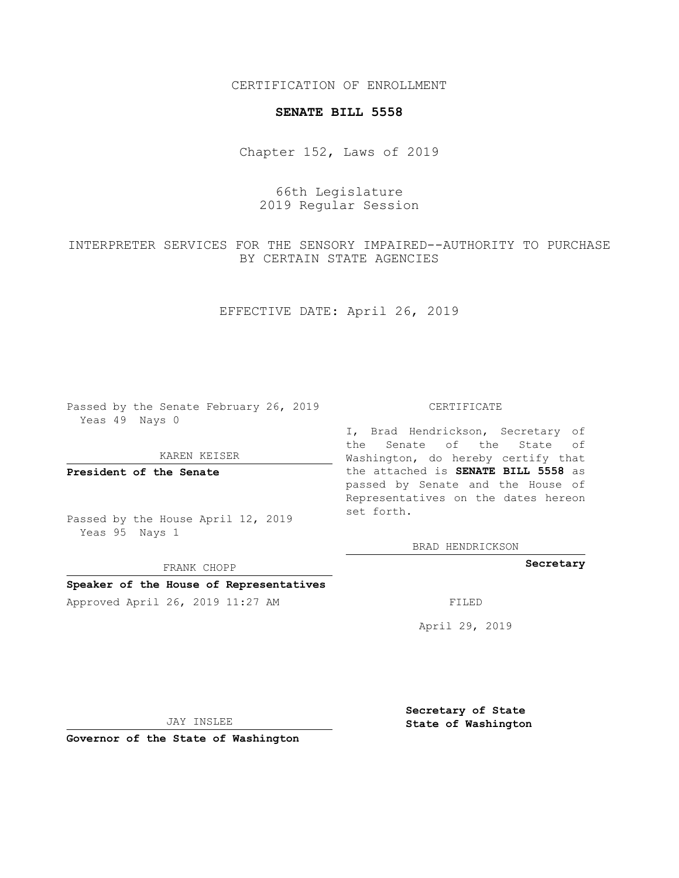CERTIFICATION OF ENROLLMENT

**SENATE BILL 5558**

Chapter 152, Laws of 2019

66th Legislature
2019 Regular Session

INTERPRETER SERVICES FOR THE SENSORY IMPAIRED--AUTHORITY TO PURCHASE BY CERTAIN STATE AGENCIES

EFFECTIVE DATE: April 26, 2019

Passed by the Senate February 26, 2019
Yeas 49 Nays 0

KAREN KEISER

**President of the Senate**

Passed by the House April 12, 2019
Yeas 95 Nays 1

FRANK CHOPP

**Speaker of the House of Representatives**

Approved April 26, 2019 11:27 AM

JAY INSLEE

**Governor of the State of Washington**

CERTIFICATE

I, Brad Hendrickson, Secretary of the Senate of the State of Washington, do hereby certify that the attached is **SENATE BILL 5558** as passed by Senate and the House of Representatives on the dates hereon set forth.

BRAD HENDRICKSON

**Secretary**

FILED

April 29, 2019

**Secretary of State**
**State of Washington**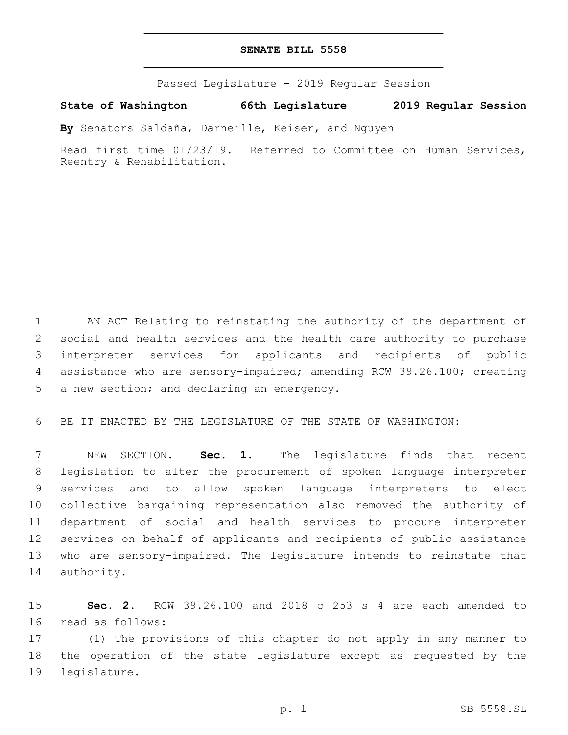# SENATE BILL 5558

Passed Legislature - 2019 Regular Session

**State of Washington 66th Legislature 2019 Regular Session**

**By** Senators Saldaña, Darneille, Keiser, and Nguyen

Read first time 01/23/19. Referred to Committee on Human Services, Reentry & Rehabilitation.

1 AN ACT Relating to reinstating the authority of the department of 2 social and health services and the health care authority to purchase 3 interpreter services for applicants and recipients of public 4 assistance who are sensory-impaired; amending RCW 39.26.100; creating 5 a new section; and declaring an emergency.

6 BE IT ENACTED BY THE LEGISLATURE OF THE STATE OF WASHINGTON:

7 NEW SECTION. **Sec. 1.** The legislature finds that recent 8 legislation to alter the procurement of spoken language interpreter 9 services and to allow spoken language interpreters to elect 10 collective bargaining representation also removed the authority of 11 department of social and health services to procure interpreter 12 services on behalf of applicants and recipients of public assistance 13 who are sensory-impaired. The legislature intends to reinstate that 14 authority.

15 **Sec. 2.** RCW 39.26.100 and 2018 c 253 s 4 are each amended to 16 read as follows:

17 (1) The provisions of this chapter do not apply in any manner to 18 the operation of the state legislature except as requested by the 19 legislature.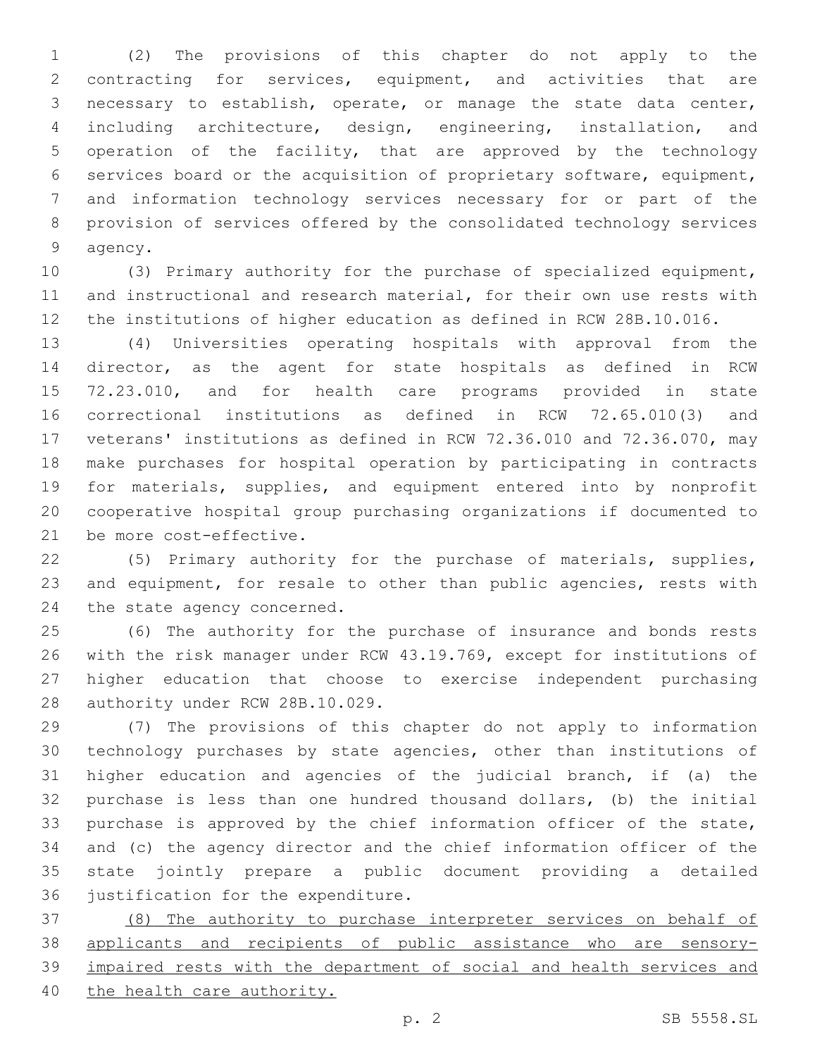(2) The provisions of this chapter do not apply to the contracting for services, equipment, and activities that are necessary to establish, operate, or manage the state data center, including architecture, design, engineering, installation, and operation of the facility, that are approved by the technology services board or the acquisition of proprietary software, equipment, and information technology services necessary for or part of the provision of services offered by the consolidated technology services agency.

(3) Primary authority for the purchase of specialized equipment, and instructional and research material, for their own use rests with the institutions of higher education as defined in RCW 28B.10.016.

(4) Universities operating hospitals with approval from the director, as the agent for state hospitals as defined in RCW 72.23.010, and for health care programs provided in state correctional institutions as defined in RCW 72.65.010(3) and veterans' institutions as defined in RCW 72.36.010 and 72.36.070, may make purchases for hospital operation by participating in contracts for materials, supplies, and equipment entered into by nonprofit cooperative hospital group purchasing organizations if documented to be more cost-effective.

(5) Primary authority for the purchase of materials, supplies, and equipment, for resale to other than public agencies, rests with the state agency concerned.

(6) The authority for the purchase of insurance and bonds rests with the risk manager under RCW 43.19.769, except for institutions of higher education that choose to exercise independent purchasing authority under RCW 28B.10.029.

(7) The provisions of this chapter do not apply to information technology purchases by state agencies, other than institutions of higher education and agencies of the judicial branch, if (a) the purchase is less than one hundred thousand dollars, (b) the initial purchase is approved by the chief information officer of the state, and (c) the agency director and the chief information officer of the state jointly prepare a public document providing a detailed justification for the expenditure.

<u>(8) The authority to purchase interpreter services on behalf of applicants and recipients of public assistance who are sensory-impaired rests with the department of social and health services and the health care authority.</u>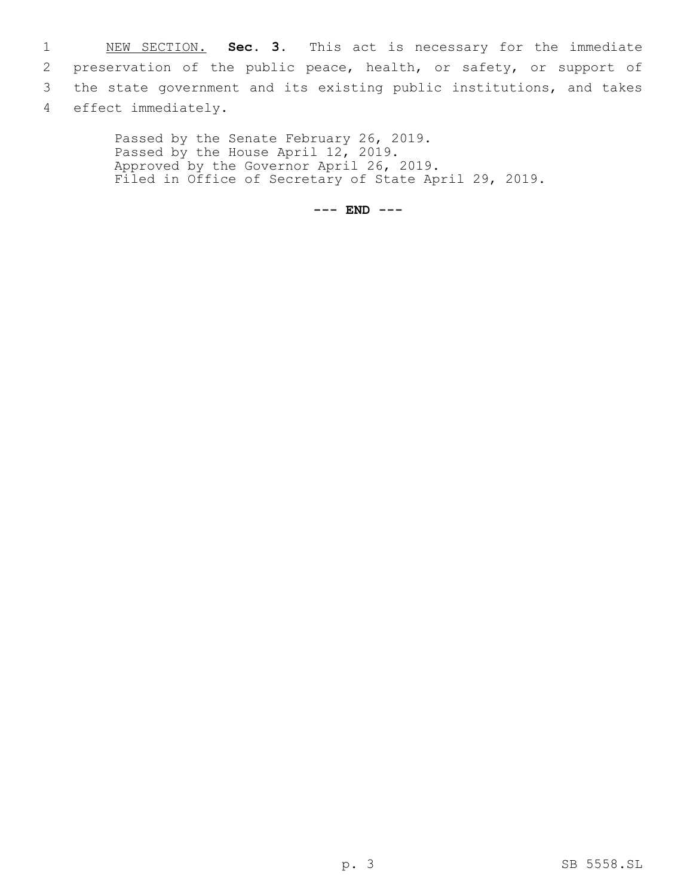NEW SECTION. **Sec. 3.** This act is necessary for the immediate preservation of the public peace, health, or safety, or support of the state government and its existing public institutions, and takes effect immediately.

Passed by the Senate February 26, 2019.
Passed by the House April 12, 2019.
Approved by the Governor April 26, 2019.
Filed in Office of Secretary of State April 29, 2019.

**--- END ---**